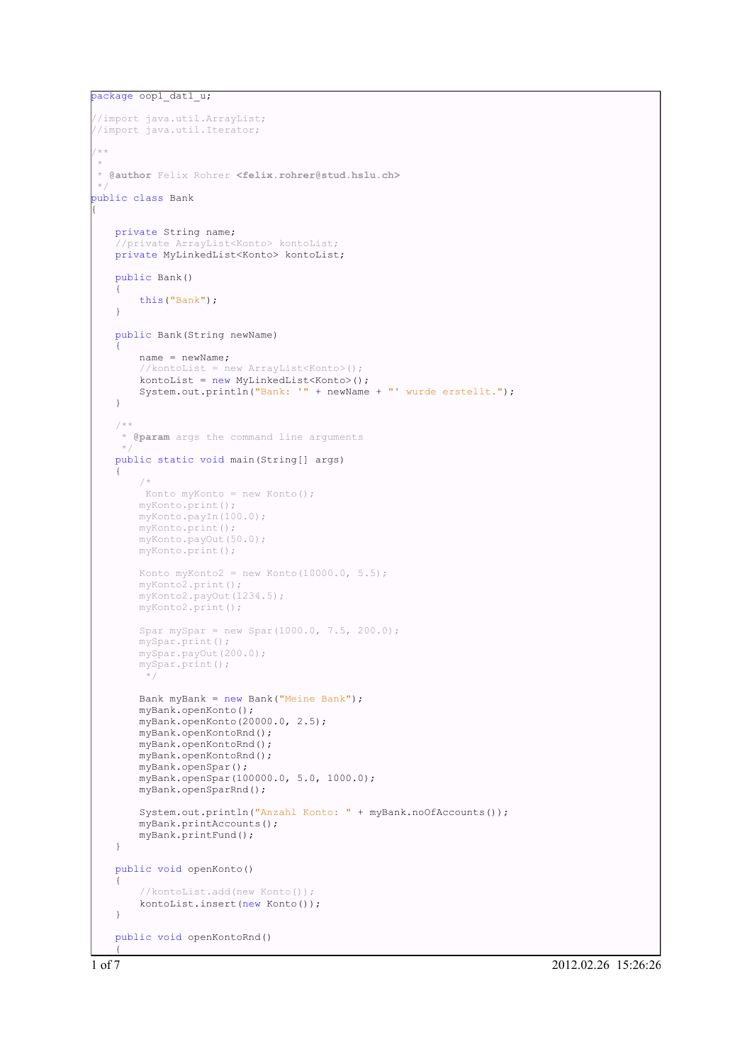```java
package oop1_dat1_u;

//import java.util.ArrayList;
//import java.util.Iterator;

/**
 *
 * @author Felix Rohrer <felix.rohrer@stud.hslu.ch>
 */
public class Bank
{

    private String name;
    //private ArrayList<Konto> kontoList;
    private MyLinkedList<Konto> kontoList;

    public Bank()
    {
        this("Bank");
    }

    public Bank(String newName)
    {
        name = newName;
        //kontoList = new ArrayList<Konto>();
        kontoList = new MyLinkedList<Konto>();
        System.out.println("Bank: '" + newName + "' wurde erstellt.");
    }

    /**
     * @param args the command line arguments
     */
    public static void main(String[] args)
    {
        /*
         Konto myKonto = new Konto();
        myKonto.print();
        myKonto.payIn(100.0);
        myKonto.print();
        myKonto.payOut(50.0);
        myKonto.print();

        Konto myKonto2 = new Konto(10000.0, 5.5);
        myKonto2.print();
        myKonto2.payOut(1234.5);
        myKonto2.print();

        Spar mySpar = new Spar(1000.0, 7.5, 200.0);
        mySpar.print();
        mySpar.payOut(200.0);
        mySpar.print();
         */

        Bank myBank = new Bank("Meine Bank");
        myBank.openKonto();
        myBank.openKonto(20000.0, 2.5);
        myBank.openKontoRnd();
        myBank.openKontoRnd();
        myBank.openKontoRnd();
        myBank.openSpar();
        myBank.openSpar(100000.0, 5.0, 1000.0);
        myBank.openSparRnd();

        System.out.println("Anzahl Konto: " + myBank.noOfAccounts());
        myBank.printAccounts();
        myBank.printFund();
    }

    public void openKonto()
    {
        //kontoList.add(new Konto());
        kontoList.insert(new Konto());
    }

    public void openKontoRnd()
    {
```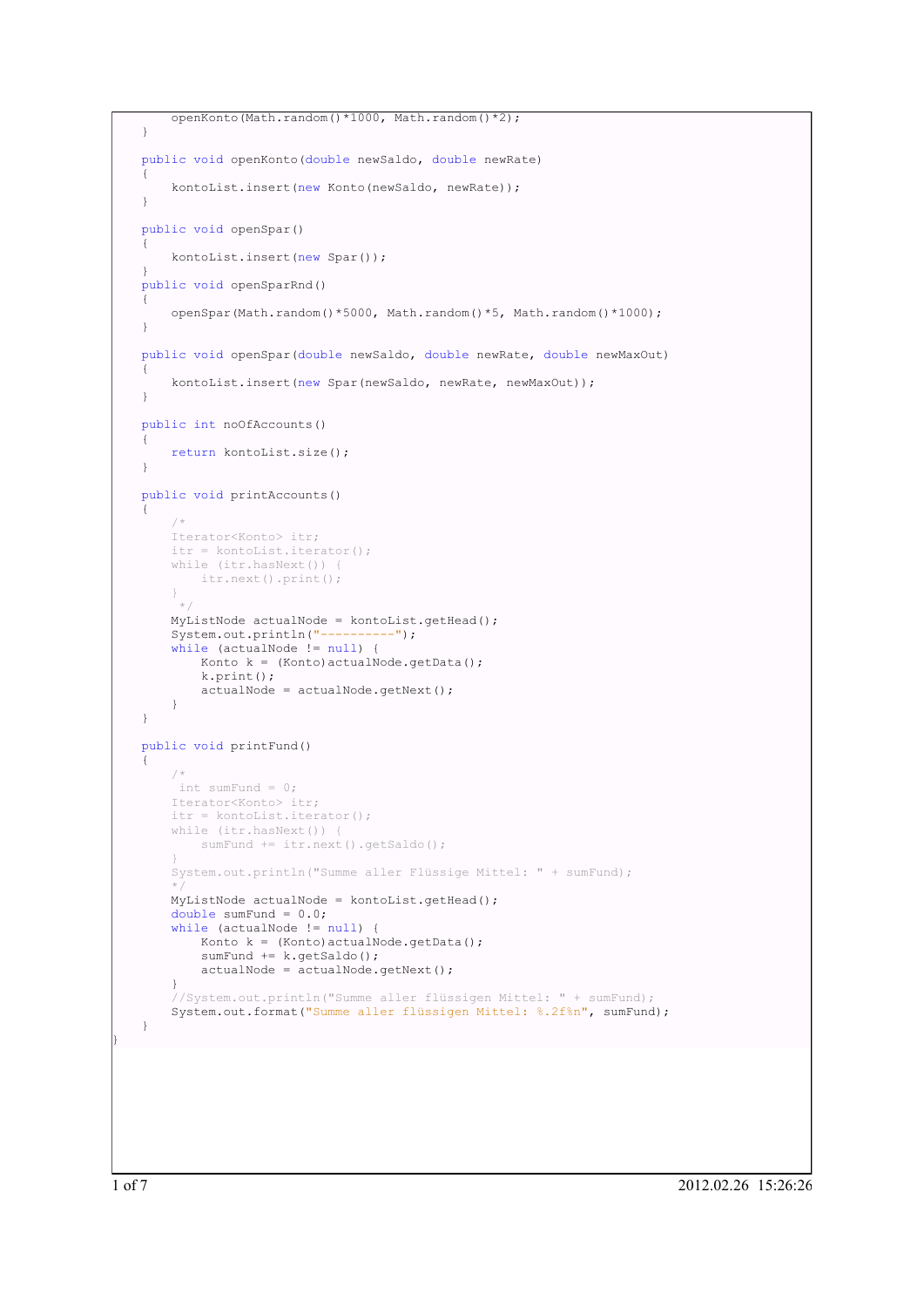```java
        openKonto(Math.random()*1000, Math.random()*2);
    }

    public void openKonto(double newSaldo, double newRate)
    {
        kontoList.insert(new Konto(newSaldo, newRate));
    }

    public void openSpar()
    {
        kontoList.insert(new Spar());
    }
    public void openSparRnd()
    {
        openSpar(Math.random()*5000, Math.random()*5, Math.random()*1000);
    }

    public void openSpar(double newSaldo, double newRate, double newMaxOut)
    {
        kontoList.insert(new Spar(newSaldo, newRate, newMaxOut));
    }

    public int noOfAccounts()
    {
        return kontoList.size();
    }

    public void printAccounts()
    {
        /*
        Iterator<Konto> itr;
        itr = kontoList.iterator();
        while (itr.hasNext()) {
            itr.next().print();
        }
         */
        MyListNode actualNode = kontoList.getHead();
        System.out.println("----------");
        while (actualNode != null) {
            Konto k = (Konto)actualNode.getData();
            k.print();
            actualNode = actualNode.getNext();
        }
    }

    public void printFund()
    {
        /*
         int sumFund = 0;
        Iterator<Konto> itr;
        itr = kontoList.iterator();
        while (itr.hasNext()) {
            sumFund += itr.next().getSaldo();
        }
        System.out.println("Summe aller Flüssige Mittel: " + sumFund);
        */
        MyListNode actualNode = kontoList.getHead();
        double sumFund = 0.0;
        while (actualNode != null) {
            Konto k = (Konto)actualNode.getData();
            sumFund += k.getSaldo();
            actualNode = actualNode.getNext();
        }
        //System.out.println("Summe aller flüssigen Mittel: " + sumFund);
        System.out.format("Summe aller flüssigen Mittel: %.2f%n", sumFund);
    }
}
```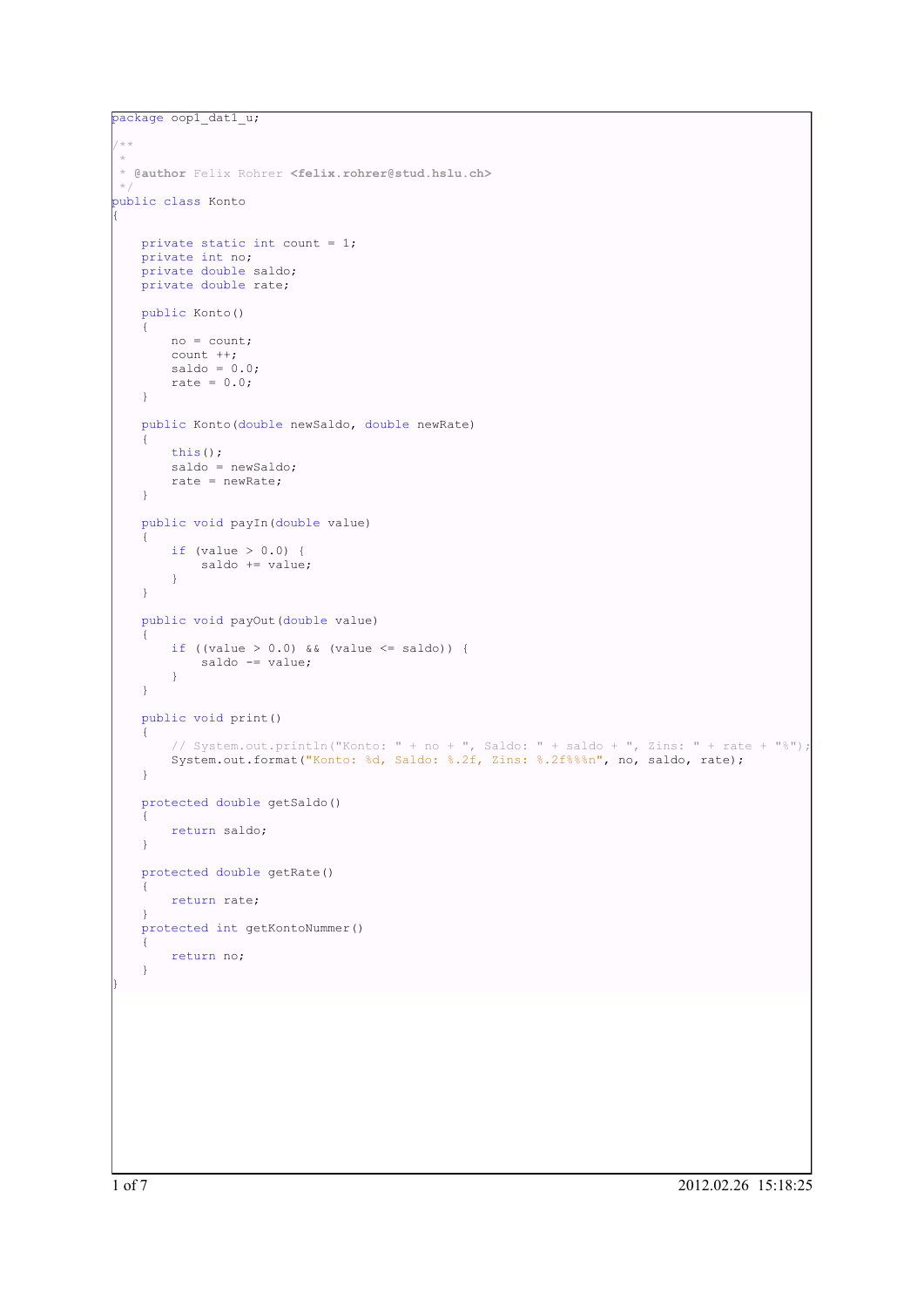```java
package oop1_dat1_u;

/**
 *
 * @author Felix Rohrer <felix.rohrer@stud.hslu.ch>
 */
public class Konto
{

    private static int count = 1;
    private int no;
    private double saldo;
    private double rate;

    public Konto()
    {
        no = count;
        count ++;
        saldo = 0.0;
        rate = 0.0;
    }

    public Konto(double newSaldo, double newRate)
    {
        this();
        saldo = newSaldo;
        rate = newRate;
    }

    public void payIn(double value)
    {
        if (value > 0.0) {
            saldo += value;
        }
    }

    public void payOut(double value)
    {
        if ((value > 0.0) && (value <= saldo)) {
            saldo -= value;
        }
    }

    public void print()
    {
        // System.out.println("Konto: " + no + ", Saldo: " + saldo + ", Zins: " + rate + "%");
        System.out.format("Konto: %d, Saldo: %.2f, Zins: %.2f%%%n", no, saldo, rate);
    }

    protected double getSaldo()
    {
        return saldo;
    }

    protected double getRate()
    {
        return rate;
    }
    protected int getKontoNummer()
    {
        return no;
    }
}
```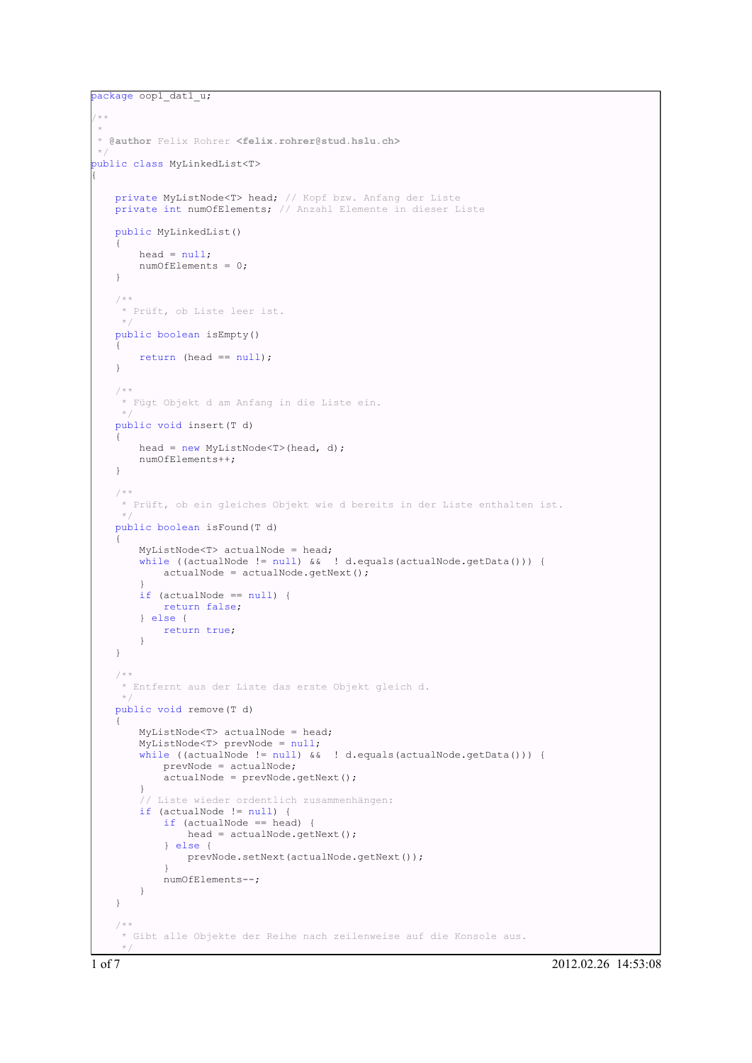```java
package oop1_dat1_u;

/**
 *
 * @author Felix Rohrer <felix.rohrer@stud.hslu.ch>
 */
public class MyLinkedList<T>
{

    private MyListNode<T> head; // Kopf bzw. Anfang der Liste
    private int numOfElements; // Anzahl Elemente in dieser Liste

    public MyLinkedList()
    {
        head = null;
        numOfElements = 0;
    }

    /**
     * Prüft, ob Liste leer ist.
     */
    public boolean isEmpty()
    {
        return (head == null);
    }

    /**
     * Fügt Objekt d am Anfang in die Liste ein.
     */
    public void insert(T d)
    {
        head = new MyListNode<T>(head, d);
        numOfElements++;
    }

    /**
     * Prüft, ob ein gleiches Objekt wie d bereits in der Liste enthalten ist.
     */
    public boolean isFound(T d)
    {
        MyListNode<T> actualNode = head;
        while ((actualNode != null) &&  ! d.equals(actualNode.getData())) {
            actualNode = actualNode.getNext();
        }
        if (actualNode == null) {
            return false;
        } else {
            return true;
        }
    }

    /**
     * Entfernt aus der Liste das erste Objekt gleich d.
     */
    public void remove(T d)
    {
        MyListNode<T> actualNode = head;
        MyListNode<T> prevNode = null;
        while ((actualNode != null) &&  ! d.equals(actualNode.getData())) {
            prevNode = actualNode;
            actualNode = prevNode.getNext();
        }
        // Liste wieder ordentlich zusammenhängen:
        if (actualNode != null) {
            if (actualNode == head) {
                head = actualNode.getNext();
            } else {
                prevNode.setNext(actualNode.getNext());
            }
            numOfElements--;
        }
    }

    /**
     * Gibt alle Objekte der Reihe nach zeilenweise auf die Konsole aus.
     */
```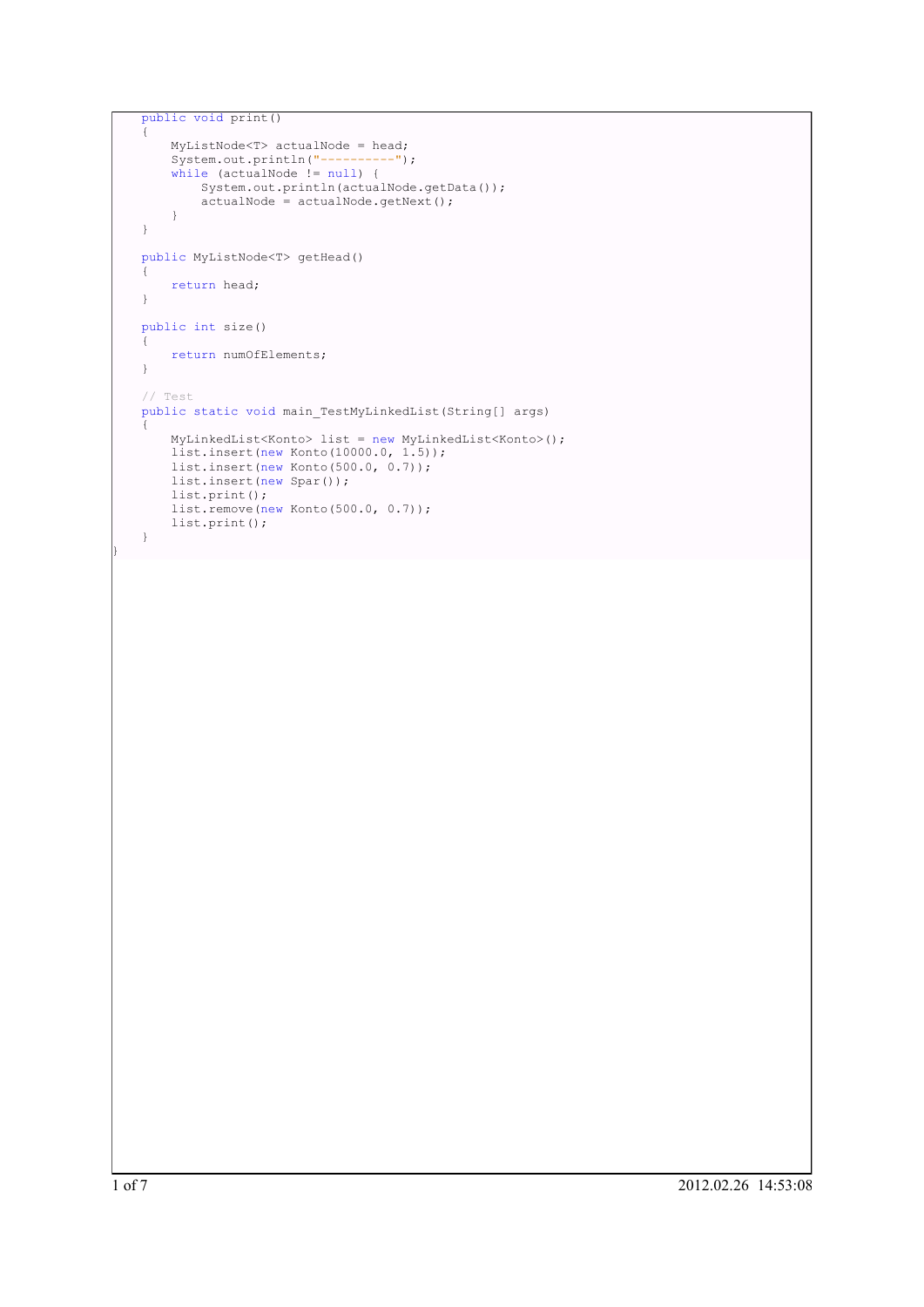```java
    public void print()
    {
        MyListNode<T> actualNode = head;
        System.out.println("----------");
        while (actualNode != null) {
            System.out.println(actualNode.getData());
            actualNode = actualNode.getNext();
        }
    }

    public MyListNode<T> getHead()
    {
        return head;
    }

    public int size()
    {
        return numOfElements;
    }

    // Test
    public static void main_TestMyLinkedList(String[] args)
    {
        MyLinkedList<Konto> list = new MyLinkedList<Konto>();
        list.insert(new Konto(10000.0, 1.5));
        list.insert(new Konto(500.0, 0.7));
        list.insert(new Spar());
        list.print();
        list.remove(new Konto(500.0, 0.7));
        list.print();
    }
}
```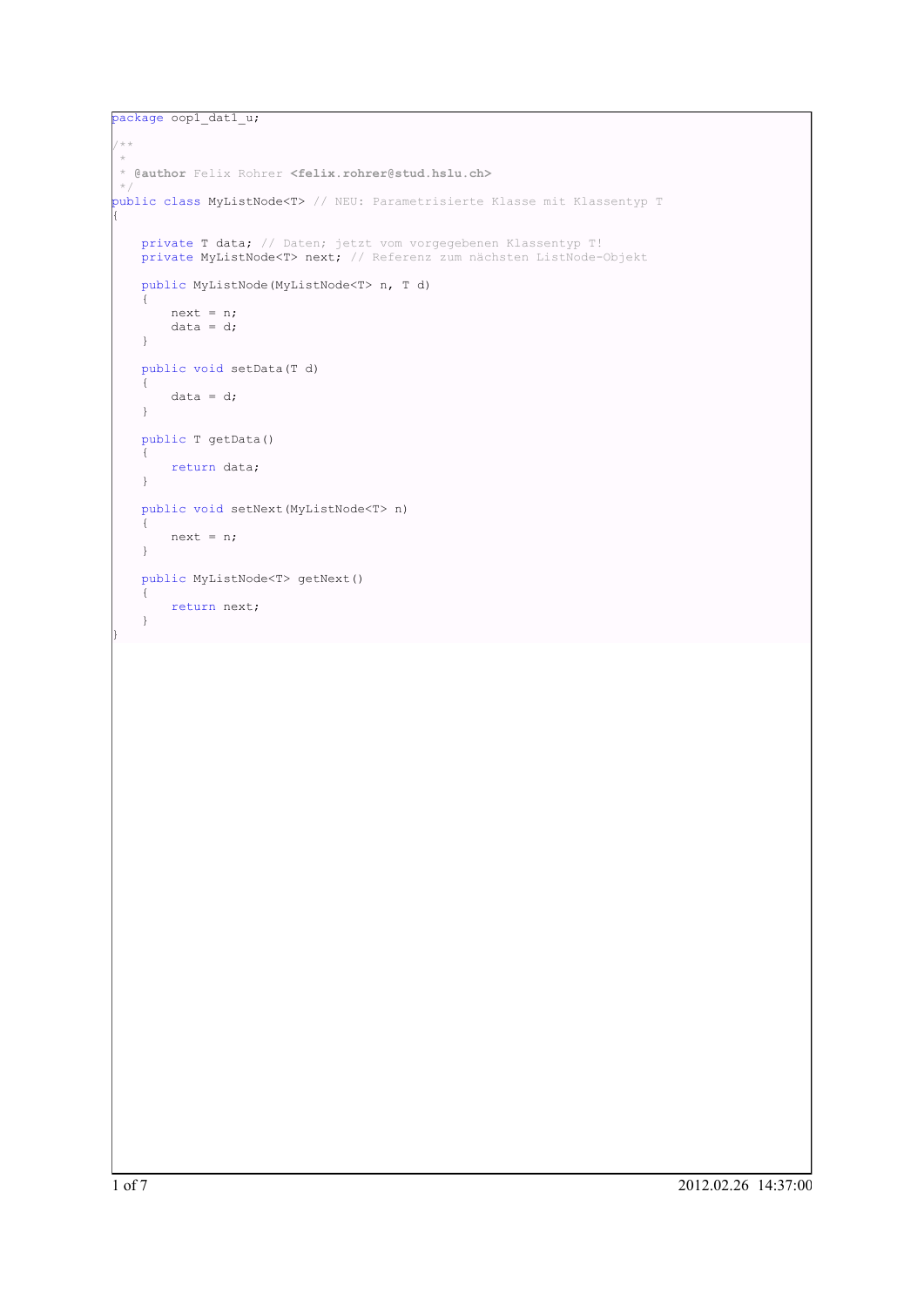```java
package oop1_dat1_u;

/**
 *
 * @author Felix Rohrer <felix.rohrer@stud.hslu.ch>
 */
public class MyListNode<T> // NEU: Parametrisierte Klasse mit Klassentyp T
{

    private T data; // Daten; jetzt vom vorgegebenen Klassentyp T!
    private MyListNode<T> next; // Referenz zum nächsten ListNode-Objekt

    public MyListNode(MyListNode<T> n, T d)
    {
        next = n;
        data = d;
    }

    public void setData(T d)
    {
        data = d;
    }

    public T getData()
    {
        return data;
    }

    public void setNext(MyListNode<T> n)
    {
        next = n;
    }

    public MyListNode<T> getNext()
    {
        return next;
    }
}
```

2012.02.26 14:37:00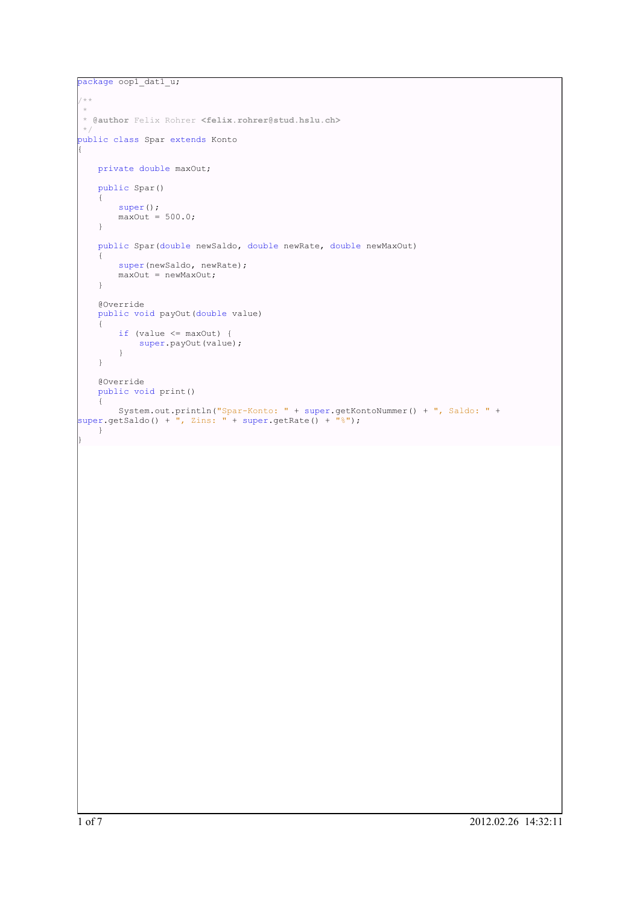```java
package oop1_dat1_u;

/**
 *
 * @author Felix Rohrer <felix.rohrer@stud.hslu.ch>
 */
public class Spar extends Konto
{

    private double maxOut;

    public Spar()
    {
        super();
        maxOut = 500.0;
    }

    public Spar(double newSaldo, double newRate, double newMaxOut)
    {
        super(newSaldo, newRate);
        maxOut = newMaxOut;
    }

    @Override
    public void payOut(double value)
    {
        if (value <= maxOut) {
            super.payOut(value);
        }
    }

    @Override
    public void print()
    {
        System.out.println("Spar-Konto: " + super.getKontoNummer() + ", Saldo: " +
super.getSaldo() + ", Zins: " + super.getRate() + "%");
    }
}
```